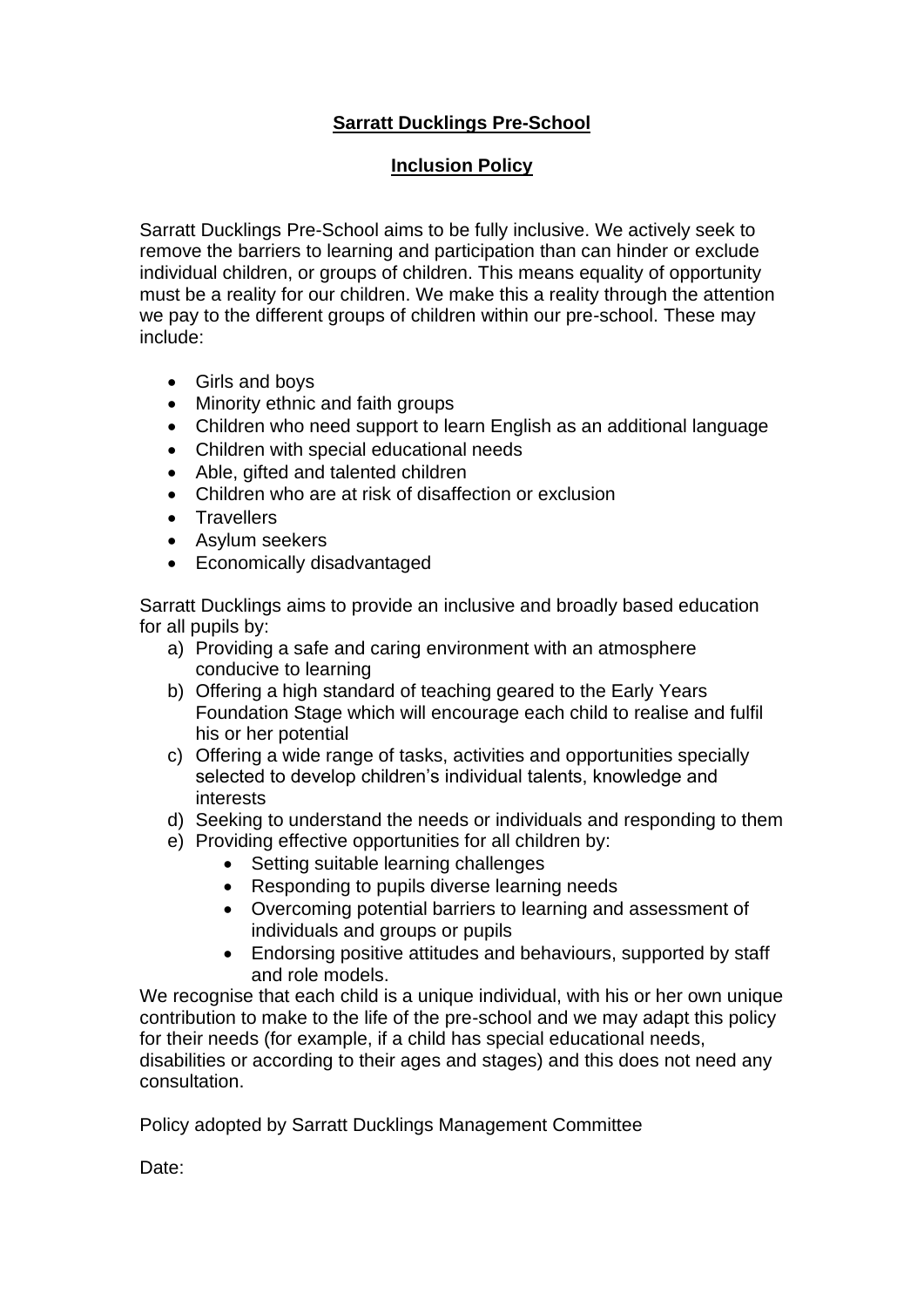**Sarratt Ducklings Pre-School**

**Inclusion Policy**

Sarratt Ducklings Pre-School aims to be fully inclusive. We actively seek to remove the barriers to learning and participation than can hinder or exclude individual children, or groups of children. This means equality of opportunity must be a reality for our children. We make this a reality through the attention we pay to the different groups of children within our pre-school. These may include:

- Girls and boys
- Minority ethnic and faith groups
- Children who need support to learn English as an additional language
- Children with special educational needs
- Able, gifted and talented children
- Children who are at risk of disaffection or exclusion
- Travellers
- Asylum seekers
- Economically disadvantaged

Sarratt Ducklings aims to provide an inclusive and broadly based education for all pupils by:

a) Providing a safe and caring environment with an atmosphere conducive to learning
b) Offering a high standard of teaching geared to the Early Years Foundation Stage which will encourage each child to realise and fulfil his or her potential
c) Offering a wide range of tasks, activities and opportunities specially selected to develop children's individual talents, knowledge and interests
d) Seeking to understand the needs or individuals and responding to them
e) Providing effective opportunities for all children by:
    - Setting suitable learning challenges
    - Responding to pupils diverse learning needs
    - Overcoming potential barriers to learning and assessment of individuals and groups or pupils
    - Endorsing positive attitudes and behaviours, supported by staff and role models.

We recognise that each child is a unique individual, with his or her own unique contribution to make to the life of the pre-school and we may adapt this policy for their needs (for example, if a child has special educational needs, disabilities or according to their ages and stages) and this does not need any consultation.

Policy adopted by Sarratt Ducklings Management Committee

Date: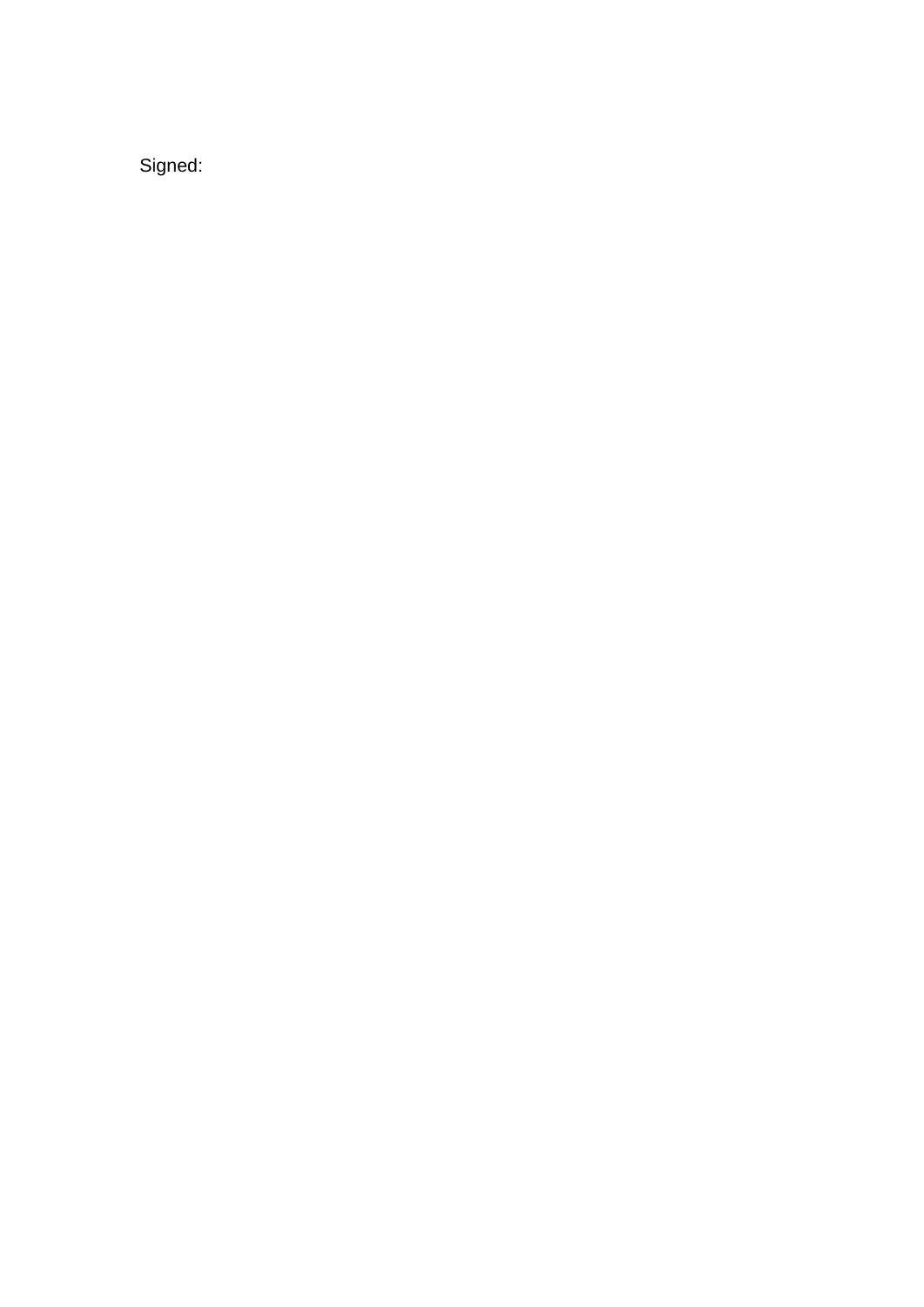Signed: